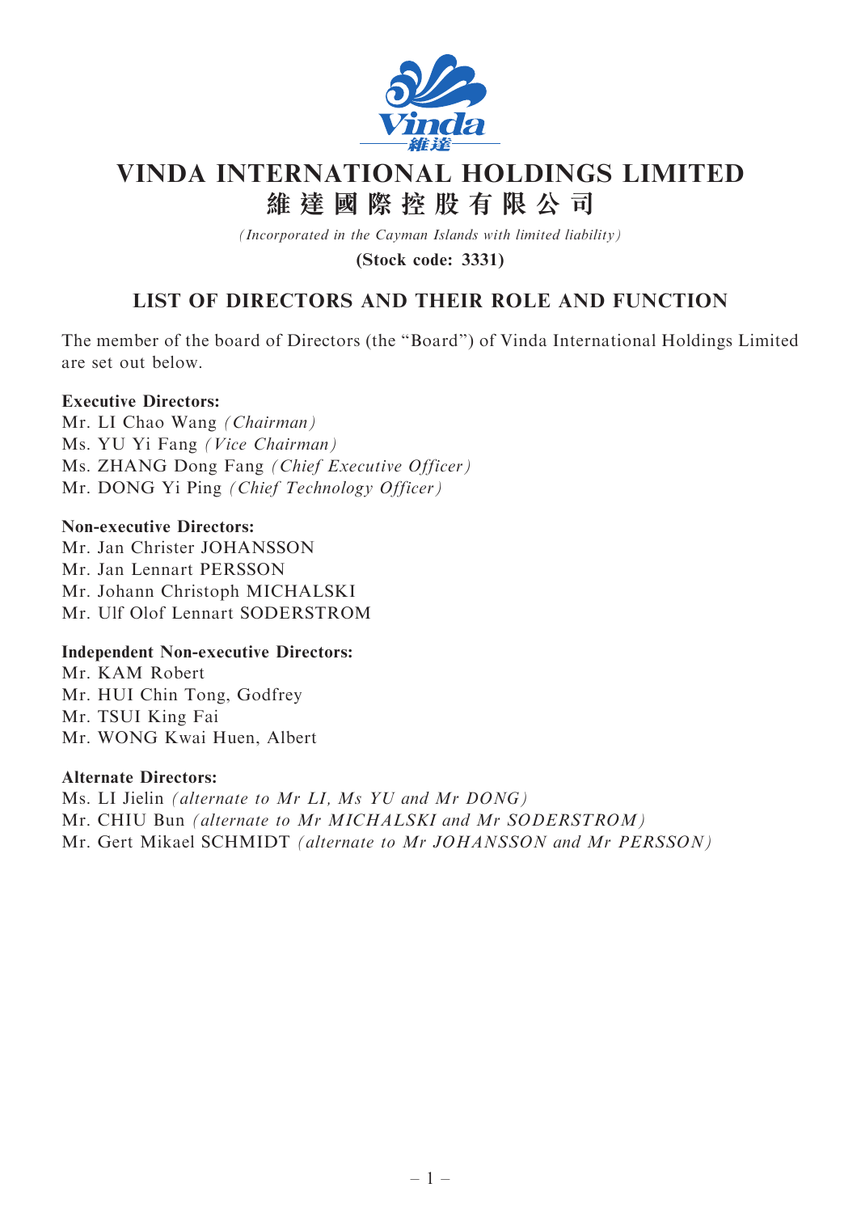# VINDA INTERNATIONAL HOLDINGS LIMITED
# 維 達 國 際 控 股 有 限 公 司

*(Incorporated in the Cayman Islands with limited liability)*

**(Stock code: 3331)**

## LIST OF DIRECTORS AND THEIR ROLE AND FUNCTION

The member of the board of Directors (the "Board") of Vinda International Holdings Limited are set out below.

**Executive Directors:**
Mr. LI Chao Wang *(Chairman)*
Ms. YU Yi Fang *(Vice Chairman)*
Ms. ZHANG Dong Fang *(Chief Executive Officer)*
Mr. DONG Yi Ping *(Chief Technology Officer)*

**Non-executive Directors:**
Mr. Jan Christer JOHANSSON
Mr. Jan Lennart PERSSON
Mr. Johann Christoph MICHALSKI
Mr. Ulf Olof Lennart SODERSTROM

**Independent Non-executive Directors:**
Mr. KAM Robert
Mr. HUI Chin Tong, Godfrey
Mr. TSUI King Fai
Mr. WONG Kwai Huen, Albert

**Alternate Directors:**
Ms. LI Jielin *(alternate to Mr LI, Ms YU and Mr DONG)*
Mr. CHIU Bun *(alternate to Mr MICHALSKI and Mr SODERSTROM)*
Mr. Gert Mikael SCHMIDT *(alternate to Mr JOHANSSON and Mr PERSSON)*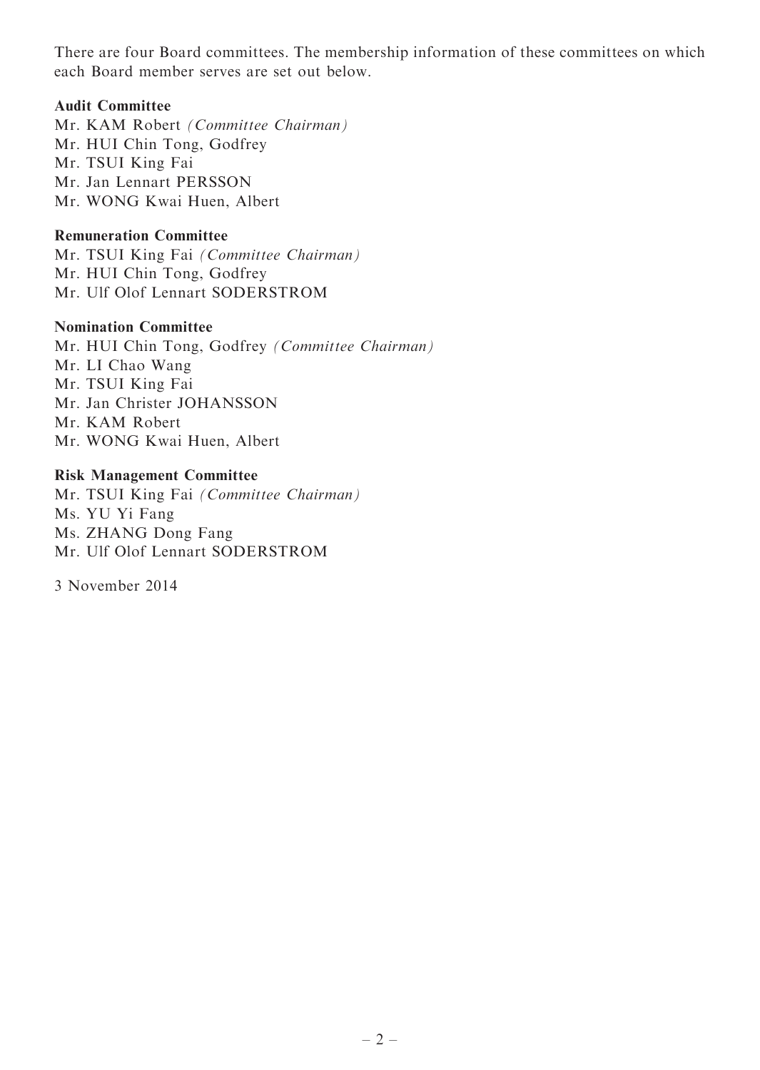There are four Board committees. The membership information of these committees on which each Board member serves are set out below.

**Audit Committee**
Mr. KAM Robert *(Committee Chairman)*
Mr. HUI Chin Tong, Godfrey
Mr. TSUI King Fai
Mr. Jan Lennart PERSSON
Mr. WONG Kwai Huen, Albert

**Remuneration Committee**
Mr. TSUI King Fai *(Committee Chairman)*
Mr. HUI Chin Tong, Godfrey
Mr. Ulf Olof Lennart SODERSTROM

**Nomination Committee**
Mr. HUI Chin Tong, Godfrey *(Committee Chairman)*
Mr. LI Chao Wang
Mr. TSUI King Fai
Mr. Jan Christer JOHANSSON
Mr. KAM Robert
Mr. WONG Kwai Huen, Albert

**Risk Management Committee**
Mr. TSUI King Fai *(Committee Chairman)*
Ms. YU Yi Fang
Ms. ZHANG Dong Fang
Mr. Ulf Olof Lennart SODERSTROM

3 November 2014